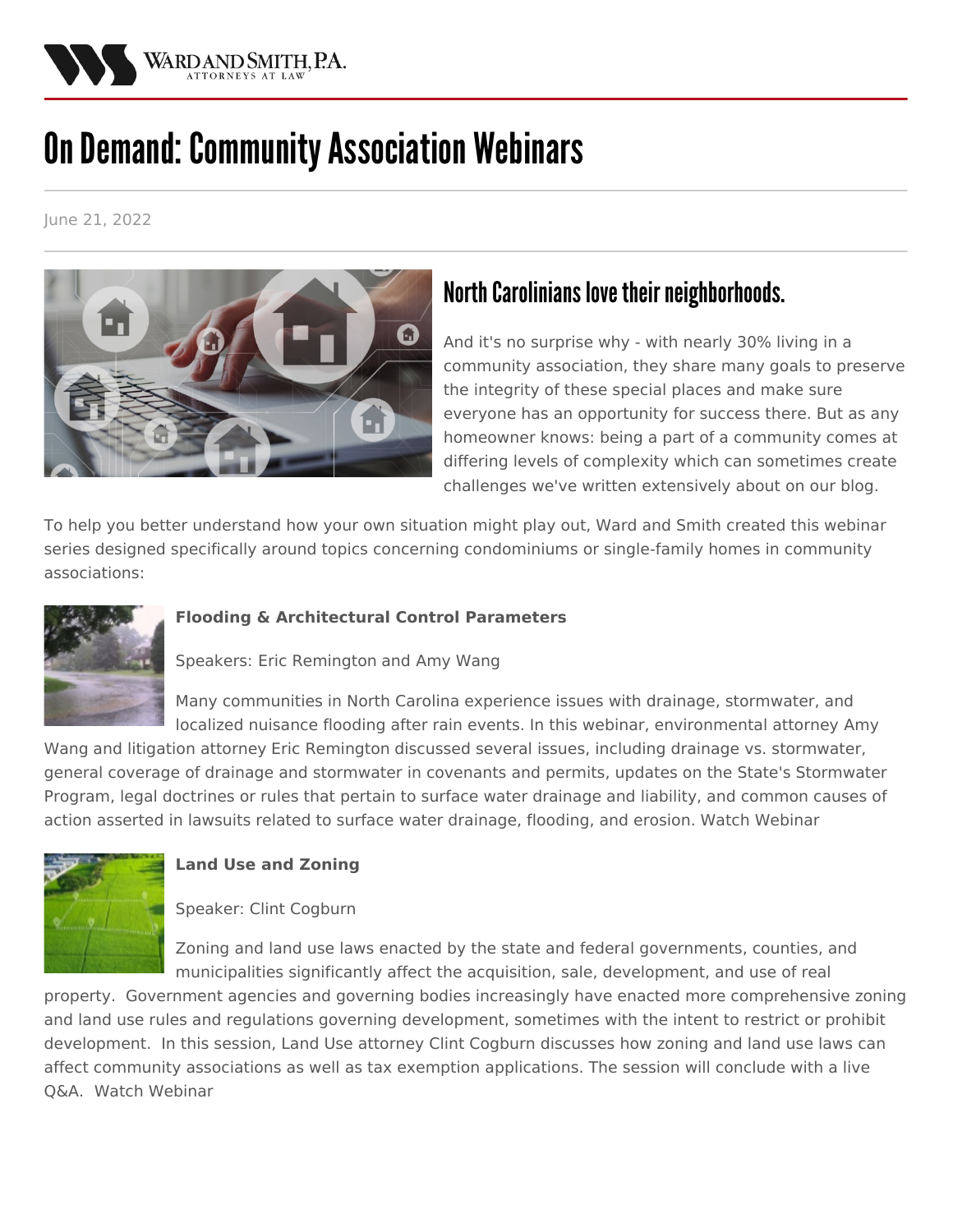# On Demand: Community Association Webinars

June 21, 2022

## North Carolinians love their neighborhoods.

And it's no surprise why - with nearly 30% living in a community association, they share many goals to preserve the integrity of these special places and make sure everyone has an opportunity for success there. But as any homeowner knows: being a part of a community comes at differing levels of complexity which can sometimes create challenges we've written extensively about on our blog.

To help you better understand how your own situation might play out, Ward and Smith created this webinar series designed specifically around topics concerning condominiums or single-family homes in community associations:

**Flooding & Architectural Control Parameters**

Speakers: Eric Remington and Amy Wang

Many communities in North Carolina experience issues with drainage, stormwater, and localized nuisance flooding after rain events. In this webinar, environmental attorney Amy Wang and litigation attorney Eric Remington discussed several issues, including drainage vs. stormwater, general coverage of drainage and stormwater in covenants and permits, updates on the State's Stormwater Program, legal doctrines or rules that pertain to surface water drainage and liability, and common causes of action asserted in lawsuits related to surface water drainage, flooding, and erosion. Watch Webinar

**Land Use and Zoning**

Speaker: Clint Cogburn

Zoning and land use laws enacted by the state and federal governments, counties, and municipalities significantly affect the acquisition, sale, development, and use of real property. Government agencies and governing bodies increasingly have enacted more comprehensive zoning and land use rules and regulations governing development, sometimes with the intent to restrict or prohibit development. In this session, Land Use attorney Clint Cogburn discusses how zoning and land use laws can affect community associations as well as tax exemption applications. The session will conclude with a live Q&A. Watch Webinar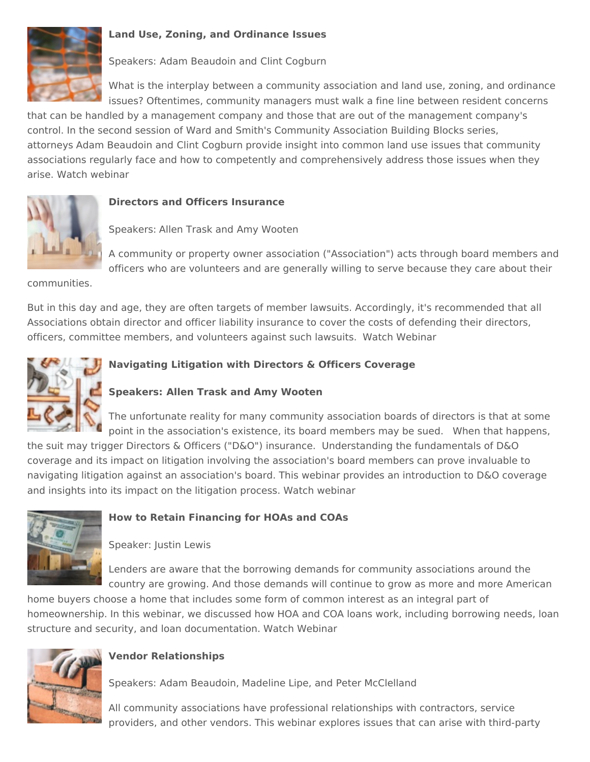**Land Use, Zoning, and Ordinance Issues**

Speakers: Adam Beaudoin and Clint Cogburn

What is the interplay between a community association and land use, zoning, and ordinance issues? Oftentimes, community managers must walk a fine line between resident concerns that can be handled by a management company and those that are out of the management company's control. In the second session of Ward and Smith's Community Association Building Blocks series, attorneys Adam Beaudoin and Clint Cogburn provide insight into common land use issues that community associations regularly face and how to competently and comprehensively address those issues when they arise. Watch webinar

**Directors and Officers Insurance**

Speakers: Allen Trask and Amy Wooten

A community or property owner association ("Association") acts through board members and officers who are volunteers and are generally willing to serve because they care about their communities.

But in this day and age, they are often targets of member lawsuits. Accordingly, it's recommended that all Associations obtain director and officer liability insurance to cover the costs of defending their directors, officers, committee members, and volunteers against such lawsuits. Watch Webinar

**Navigating Litigation with Directors & Officers Coverage**

**Speakers: Allen Trask and Amy Wooten**

The unfortunate reality for many community association boards of directors is that at some point in the association's existence, its board members may be sued. When that happens, the suit may trigger Directors & Officers ("D&O") insurance. Understanding the fundamentals of D&O coverage and its impact on litigation involving the association's board members can prove invaluable to navigating litigation against an association's board. This webinar provides an introduction to D&O coverage and insights into its impact on the litigation process. Watch webinar

**How to Retain Financing for HOAs and COAs**

Speaker: Justin Lewis

Lenders are aware that the borrowing demands for community associations around the country are growing. And those demands will continue to grow as more and more American home buyers choose a home that includes some form of common interest as an integral part of homeownership. In this webinar, we discussed how HOA and COA loans work, including borrowing needs, loan structure and security, and loan documentation. Watch Webinar

**Vendor Relationships**

Speakers: Adam Beaudoin, Madeline Lipe, and Peter McClelland

All community associations have professional relationships with contractors, service providers, and other vendors. This webinar explores issues that can arise with third-party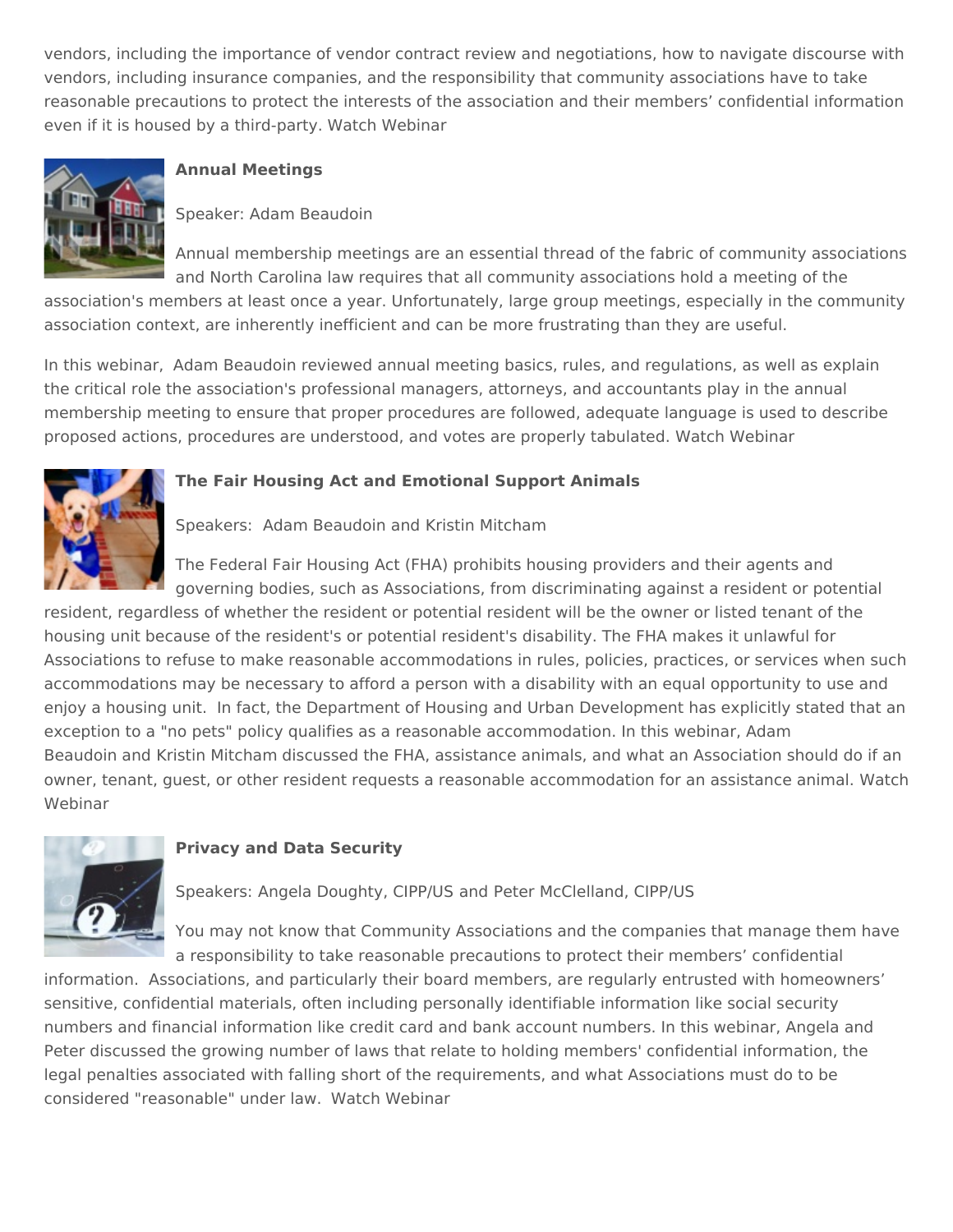vendors, including the importance of vendor contract review and negotiations, how to navigate discourse with vendors, including insurance companies, and the responsibility that community associations have to take reasonable precautions to protect the interests of the association and their members' confidential information even if it is housed by a third-party. Watch Webinar

**Annual Meetings**

Speaker: Adam Beaudoin

Annual membership meetings are an essential thread of the fabric of community associations and North Carolina law requires that all community associations hold a meeting of the association's members at least once a year. Unfortunately, large group meetings, especially in the community association context, are inherently inefficient and can be more frustrating than they are useful.

In this webinar, Adam Beaudoin reviewed annual meeting basics, rules, and regulations, as well as explain the critical role the association's professional managers, attorneys, and accountants play in the annual membership meeting to ensure that proper procedures are followed, adequate language is used to describe proposed actions, procedures are understood, and votes are properly tabulated. Watch Webinar

**The Fair Housing Act and Emotional Support Animals**

Speakers: Adam Beaudoin and Kristin Mitcham

The Federal Fair Housing Act (FHA) prohibits housing providers and their agents and governing bodies, such as Associations, from discriminating against a resident or potential resident, regardless of whether the resident or potential resident will be the owner or listed tenant of the housing unit because of the resident's or potential resident's disability. The FHA makes it unlawful for Associations to refuse to make reasonable accommodations in rules, policies, practices, or services when such accommodations may be necessary to afford a person with a disability with an equal opportunity to use and enjoy a housing unit. In fact, the Department of Housing and Urban Development has explicitly stated that an exception to a "no pets" policy qualifies as a reasonable accommodation. In this webinar, Adam Beaudoin and Kristin Mitcham discussed the FHA, assistance animals, and what an Association should do if an owner, tenant, guest, or other resident requests a reasonable accommodation for an assistance animal. Watch Webinar

**Privacy and Data Security**

Speakers: Angela Doughty, CIPP/US and Peter McClelland, CIPP/US

You may not know that Community Associations and the companies that manage them have a responsibility to take reasonable precautions to protect their members' confidential information. Associations, and particularly their board members, are regularly entrusted with homeowners' sensitive, confidential materials, often including personally identifiable information like social security numbers and financial information like credit card and bank account numbers. In this webinar, Angela and Peter discussed the growing number of laws that relate to holding members' confidential information, the legal penalties associated with falling short of the requirements, and what Associations must do to be considered "reasonable" under law. Watch Webinar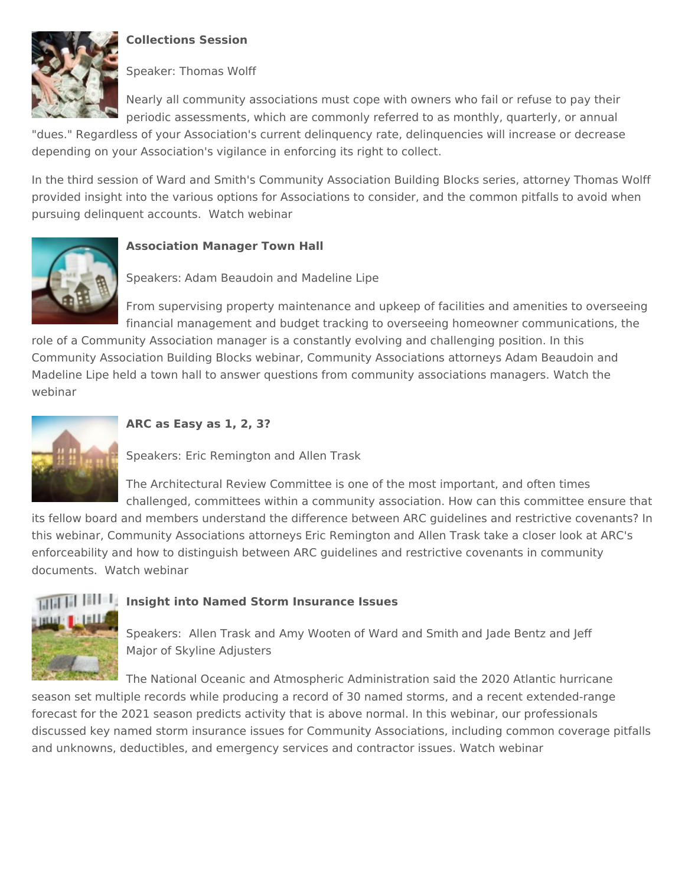**Collections Session**

Speaker: Thomas Wolff

Nearly all community associations must cope with owners who fail or refuse to pay their periodic assessments, which are commonly referred to as monthly, quarterly, or annual "dues." Regardless of your Association's current delinquency rate, delinquencies will increase or decrease depending on your Association's vigilance in enforcing its right to collect.

In the third session of Ward and Smith's Community Association Building Blocks series, attorney Thomas Wolff provided insight into the various options for Associations to consider, and the common pitfalls to avoid when pursuing delinquent accounts.  Watch webinar

**Association Manager Town Hall**

Speakers: Adam Beaudoin and Madeline Lipe

From supervising property maintenance and upkeep of facilities and amenities to overseeing financial management and budget tracking to overseeing homeowner communications, the role of a Community Association manager is a constantly evolving and challenging position. In this Community Association Building Blocks webinar, Community Associations attorneys Adam Beaudoin and Madeline Lipe held a town hall to answer questions from community associations managers. Watch the webinar

**ARC as Easy as 1, 2, 3?**

Speakers: Eric Remington and Allen Trask

The Architectural Review Committee is one of the most important, and often times challenged, committees within a community association. How can this committee ensure that its fellow board and members understand the difference between ARC guidelines and restrictive covenants? In this webinar, Community Associations attorneys Eric Remington and Allen Trask take a closer look at ARC's enforceability and how to distinguish between ARC guidelines and restrictive covenants in community documents.  Watch webinar

**Insight into Named Storm Insurance Issues**

Speakers:  Allen Trask and Amy Wooten of Ward and Smith and Jade Bentz and Jeff Major of Skyline Adjusters

The National Oceanic and Atmospheric Administration said the 2020 Atlantic hurricane season set multiple records while producing a record of 30 named storms, and a recent extended-range forecast for the 2021 season predicts activity that is above normal. In this webinar, our professionals discussed key named storm insurance issues for Community Associations, including common coverage pitfalls and unknowns, deductibles, and emergency services and contractor issues. Watch webinar